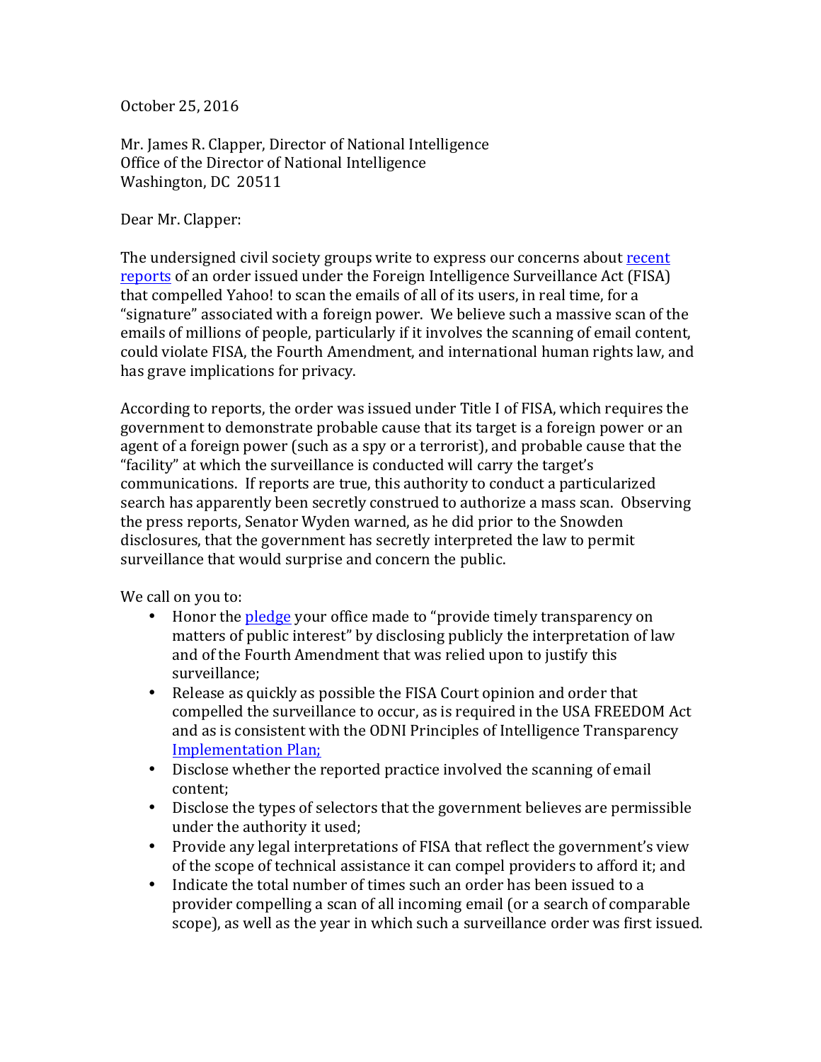October 25, 2016

Mr. James R. Clapper, Director of National Intelligence
Office of the Director of National Intelligence
Washington, DC 20511

Dear Mr. Clapper:

The undersigned civil society groups write to express our concerns about recent reports of an order issued under the Foreign Intelligence Surveillance Act (FISA) that compelled Yahoo! to scan the emails of all of its users, in real time, for a "signature" associated with a foreign power. We believe such a massive scan of the emails of millions of people, particularly if it involves the scanning of email content, could violate FISA, the Fourth Amendment, and international human rights law, and has grave implications for privacy.

According to reports, the order was issued under Title I of FISA, which requires the government to demonstrate probable cause that its target is a foreign power or an agent of a foreign power (such as a spy or a terrorist), and probable cause that the "facility" at which the surveillance is conducted will carry the target's communications. If reports are true, this authority to conduct a particularized search has apparently been secretly construed to authorize a mass scan. Observing the press reports, Senator Wyden warned, as he did prior to the Snowden disclosures, that the government has secretly interpreted the law to permit surveillance that would surprise and concern the public.

We call on you to:

- Honor the pledge your office made to "provide timely transparency on matters of public interest" by disclosing publicly the interpretation of law and of the Fourth Amendment that was relied upon to justify this surveillance;
- Release as quickly as possible the FISA Court opinion and order that compelled the surveillance to occur, as is required in the USA FREEDOM Act and as is consistent with the ODNI Principles of Intelligence Transparency Implementation Plan;
- Disclose whether the reported practice involved the scanning of email content;
- Disclose the types of selectors that the government believes are permissible under the authority it used;
- Provide any legal interpretations of FISA that reflect the government's view of the scope of technical assistance it can compel providers to afford it; and
- Indicate the total number of times such an order has been issued to a provider compelling a scan of all incoming email (or a search of comparable scope), as well as the year in which such a surveillance order was first issued.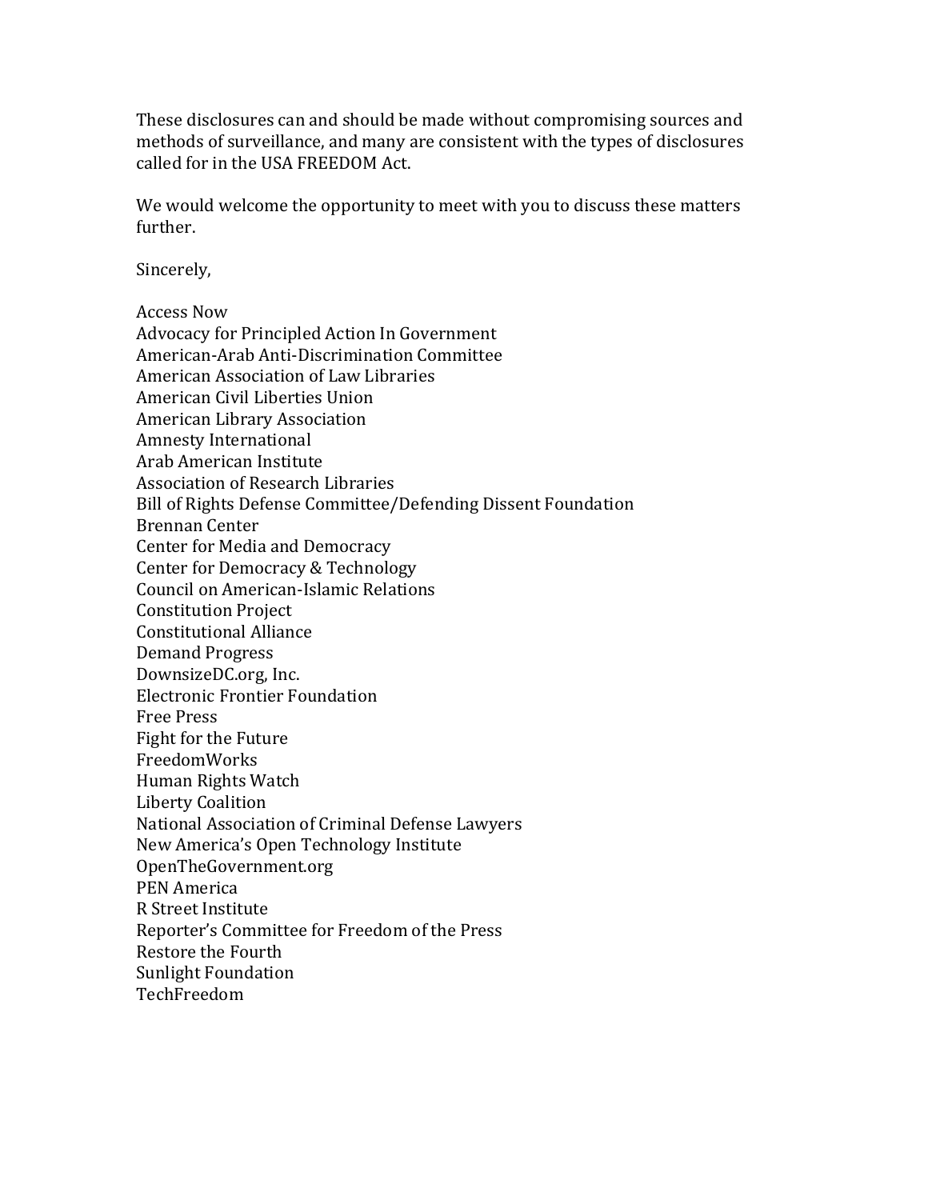These disclosures can and should be made without compromising sources and methods of surveillance, and many are consistent with the types of disclosures called for in the USA FREEDOM Act.

We would welcome the opportunity to meet with you to discuss these matters further.

Sincerely,

Access Now  
Advocacy for Principled Action In Government  
American-Arab Anti-Discrimination Committee  
American Association of Law Libraries  
American Civil Liberties Union  
American Library Association  
Amnesty International  
Arab American Institute  
Association of Research Libraries  
Bill of Rights Defense Committee/Defending Dissent Foundation  
Brennan Center  
Center for Media and Democracy  
Center for Democracy & Technology  
Council on American-Islamic Relations  
Constitution Project  
Constitutional Alliance  
Demand Progress  
DownsizeDC.org, Inc.  
Electronic Frontier Foundation  
Free Press  
Fight for the Future  
FreedomWorks  
Human Rights Watch  
Liberty Coalition  
National Association of Criminal Defense Lawyers  
New America's Open Technology Institute  
OpenTheGovernment.org  
PEN America  
R Street Institute  
Reporter's Committee for Freedom of the Press  
Restore the Fourth  
Sunlight Foundation  
TechFreedom